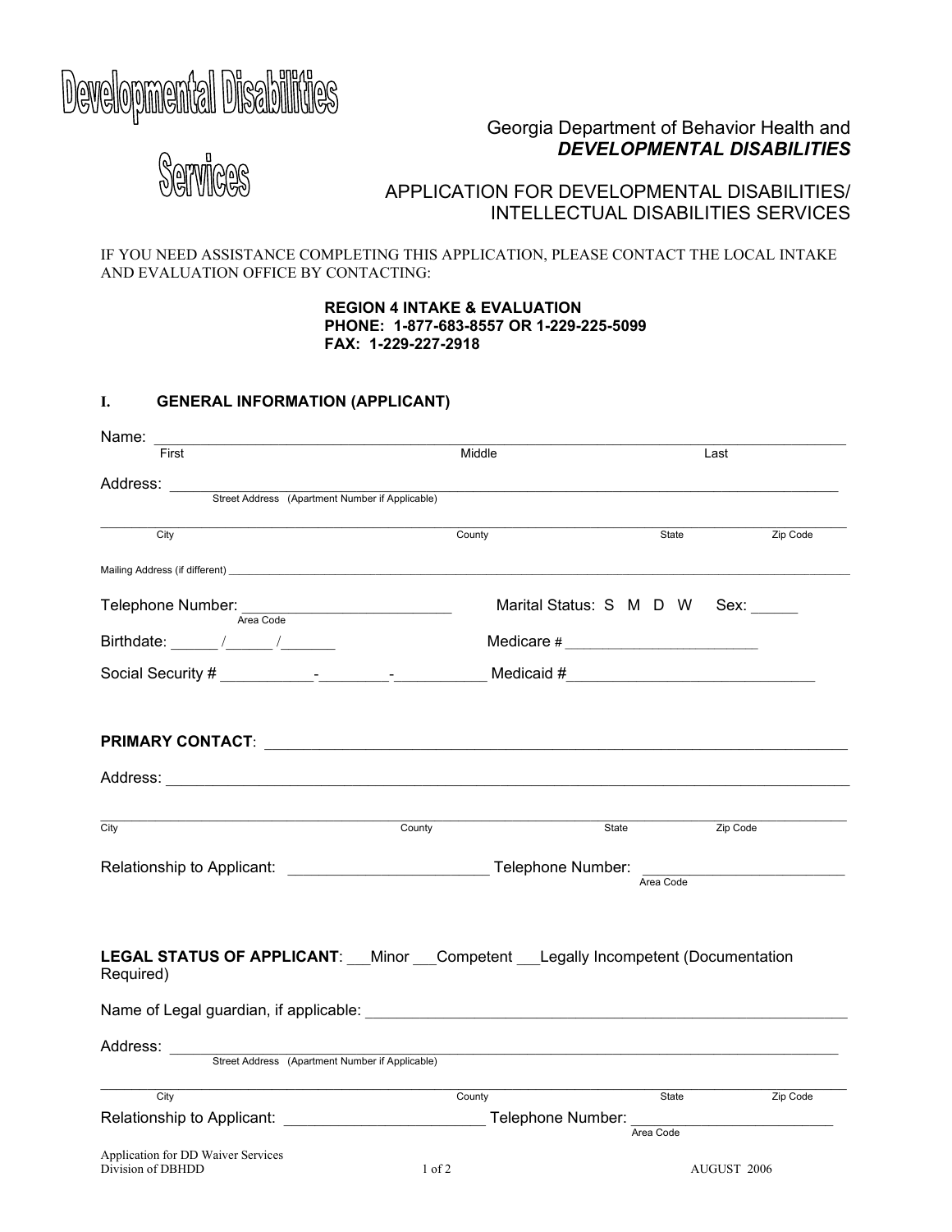# Developmental Disabilities Services

Georgia Department of Behavior Health and
***DEVELOPMENTAL DISABILITIES***

## APPLICATION FOR DEVELOPMENTAL DISABILITIES/ INTELLECTUAL DISABILITIES SERVICES

IF YOU NEED ASSISTANCE COMPLETING THIS APPLICATION, PLEASE CONTACT THE LOCAL INTAKE AND EVALUATION OFFICE BY CONTACTING:

**REGION 4 INTAKE & EVALUATION**
**PHONE: 1-877-683-8557 OR 1-229-225-5099**
**FAX: 1-229-227-2918**

## I. GENERAL INFORMATION (APPLICANT)

Name: ____________________________________________________________
First | Middle | Last

Address: ____________________________________________________________
Street Address (Apartment Number if Applicable)

____________________________________________________________
City | County | State | Zip Code

Mailing Address (if different) ____________________________________________________________

Telephone Number: ______________________ Marital Status: S M D W Sex: _____
Area Code

Birthdate: _____ /_____ /______ Medicare # ______________________

Social Security # __________-________-__________ Medicaid #__________________________

**PRIMARY CONTACT**: ____________________________________________________________

Address: ____________________________________________________________

____________________________________________________________
City | County | State | Zip Code

Relationship to Applicant: ______________________ Telephone Number: ______________________
Area Code

**LEGAL STATUS OF APPLICANT**: ___Minor ___Competent ___Legally Incompetent (Documentation Required)

Name of Legal guardian, if applicable: ____________________________________________________________

Address: ____________________________________________________________
Street Address (Apartment Number if Applicable)

____________________________________________________________
City | County | State | Zip Code

Relationship to Applicant: ______________________ Telephone Number: ______________________
Area Code

Application for DD Waiver Services
Division of DBHDD
AUGUST 2006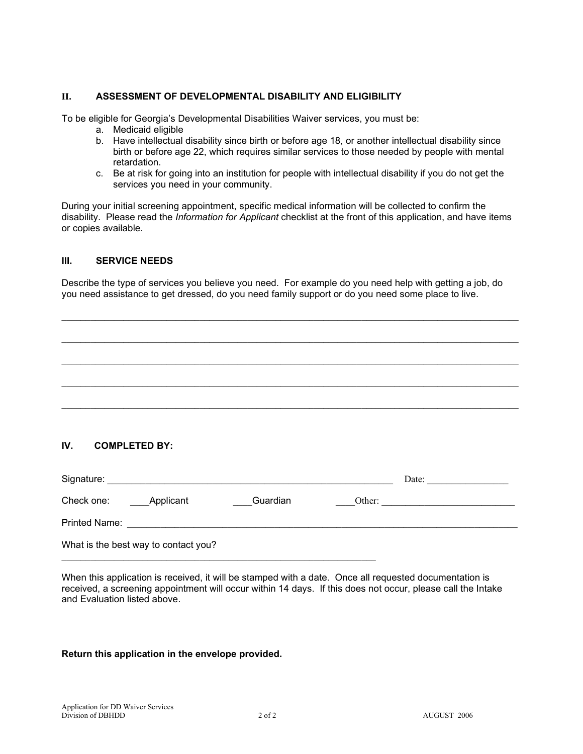## II. ASSESSMENT OF DEVELOPMENTAL DISABILITY AND ELIGIBILITY

To be eligible for Georgia's Developmental Disabilities Waiver services, you must be:

a. Medicaid eligible
b. Have intellectual disability since birth or before age 18, or another intellectual disability since birth or before age 22, which requires similar services to those needed by people with mental retardation.
c. Be at risk for going into an institution for people with intellectual disability if you do not get the services you need in your community.

During your initial screening appointment, specific medical information will be collected to confirm the disability. Please read the *Information for Applicant* checklist at the front of this application, and have items or copies available.

## III. SERVICE NEEDS

Describe the type of services you believe you need. For example do you need help with getting a job, do you need assistance to get dressed, do you need family support or do you need some place to live.

_______________________________________________________________________________

_______________________________________________________________________________

_______________________________________________________________________________

_______________________________________________________________________________

_______________________________________________________________________________

## IV. COMPLETED BY:

Signature: ____________________________________________ Date: ______________

Check one: ____Applicant ____Guardian ____Other: ______________________

Printed Name: ____________________________________________________________

What is the best way to contact you?

_______________________________________________________

When this application is received, it will be stamped with a date. Once all requested documentation is received, a screening appointment will occur within 14 days. If this does not occur, please call the Intake and Evaluation listed above.

**Return this application in the envelope provided.**

Application for DD Waiver Services
Division of DBHDD

AUGUST 2006